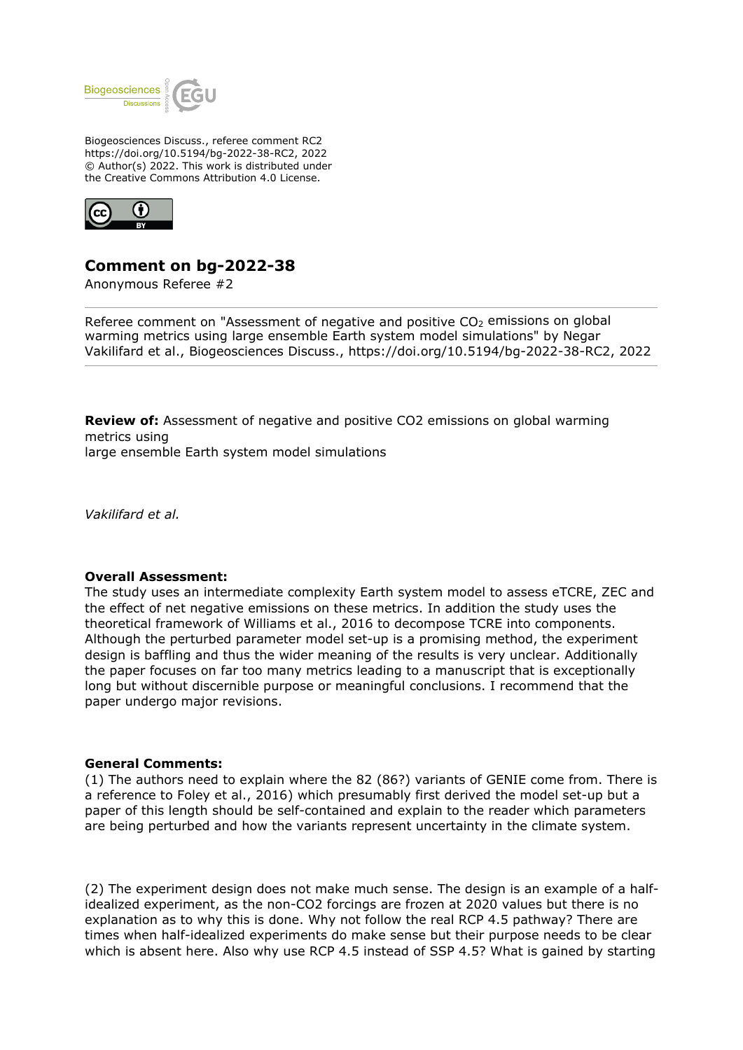Biogeosciences Discuss., referee comment RC2
https://doi.org/10.5194/bg-2022-38-RC2, 2022
© Author(s) 2022. This work is distributed under
the Creative Commons Attribution 4.0 License.

# Comment on bg-2022-38

Anonymous Referee #2

Referee comment on "Assessment of negative and positive $CO_2$ emissions on global warming metrics using large ensemble Earth system model simulations" by Negar Vakilifard et al., Biogeosciences Discuss., https://doi.org/10.5194/bg-2022-38-RC2, 2022

**Review of:** Assessment of negative and positive CO2 emissions on global warming metrics using
large ensemble Earth system model simulations

*Vakilifard et al.*

**Overall Assessment:**
The study uses an intermediate complexity Earth system model to assess eTCRE, ZEC and the effect of net negative emissions on these metrics. In addition the study uses the theoretical framework of Williams et al., 2016 to decompose TCRE into components. Although the perturbed parameter model set-up is a promising method, the experiment design is baffling and thus the wider meaning of the results is very unclear. Additionally the paper focuses on far too many metrics leading to a manuscript that is exceptionally long but without discernible purpose or meaningful conclusions. I recommend that the paper undergo major revisions.

**General Comments:**
(1) The authors need to explain where the 82 (86?) variants of GENIE come from. There is a reference to Foley et al., 2016) which presumably first derived the model set-up but a paper of this length should be self-contained and explain to the reader which parameters are being perturbed and how the variants represent uncertainty in the climate system.

(2) The experiment design does not make much sense. The design is an example of a half-idealized experiment, as the non-CO2 forcings are frozen at 2020 values but there is no explanation as to why this is done. Why not follow the real RCP 4.5 pathway? There are times when half-idealized experiments do make sense but their purpose needs to be clear which is absent here. Also why use RCP 4.5 instead of SSP 4.5? What is gained by starting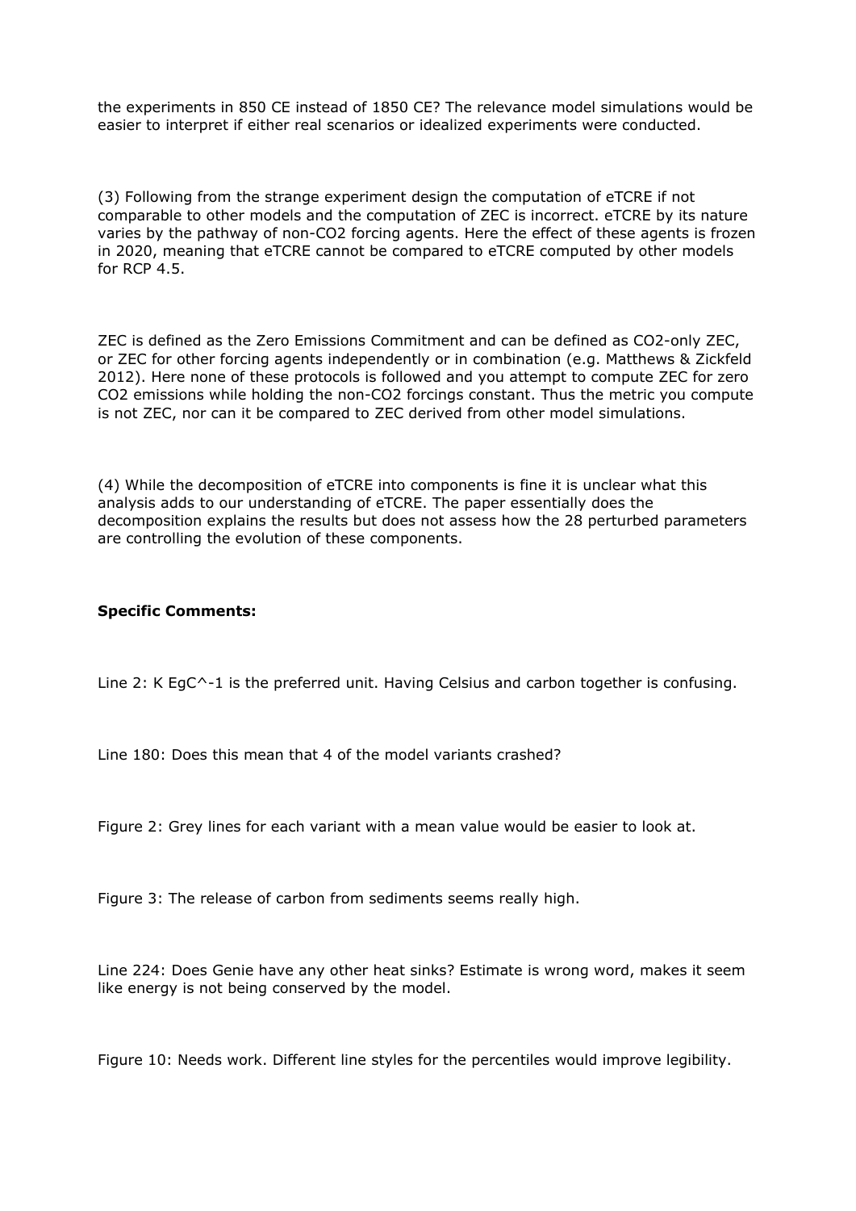the experiments in 850 CE instead of 1850 CE? The relevance model simulations would be easier to interpret if either real scenarios or idealized experiments were conducted.

(3) Following from the strange experiment design the computation of eTCRE if not comparable to other models and the computation of ZEC is incorrect. eTCRE by its nature varies by the pathway of non-CO2 forcing agents. Here the effect of these agents is frozen in 2020, meaning that eTCRE cannot be compared to eTCRE computed by other models for RCP 4.5.

ZEC is defined as the Zero Emissions Commitment and can be defined as CO2-only ZEC, or ZEC for other forcing agents independently or in combination (e.g. Matthews & Zickfeld 2012). Here none of these protocols is followed and you attempt to compute ZEC for zero CO2 emissions while holding the non-CO2 forcings constant. Thus the metric you compute is not ZEC, nor can it be compared to ZEC derived from other model simulations.

(4) While the decomposition of eTCRE into components is fine it is unclear what this analysis adds to our understanding of eTCRE. The paper essentially does the decomposition explains the results but does not assess how the 28 perturbed parameters are controlling the evolution of these components.

**Specific Comments:**

Line 2: K EgC^-1 is the preferred unit. Having Celsius and carbon together is confusing.

Line 180: Does this mean that 4 of the model variants crashed?

Figure 2: Grey lines for each variant with a mean value would be easier to look at.

Figure 3: The release of carbon from sediments seems really high.

Line 224: Does Genie have any other heat sinks? Estimate is wrong word, makes it seem like energy is not being conserved by the model.

Figure 10: Needs work. Different line styles for the percentiles would improve legibility.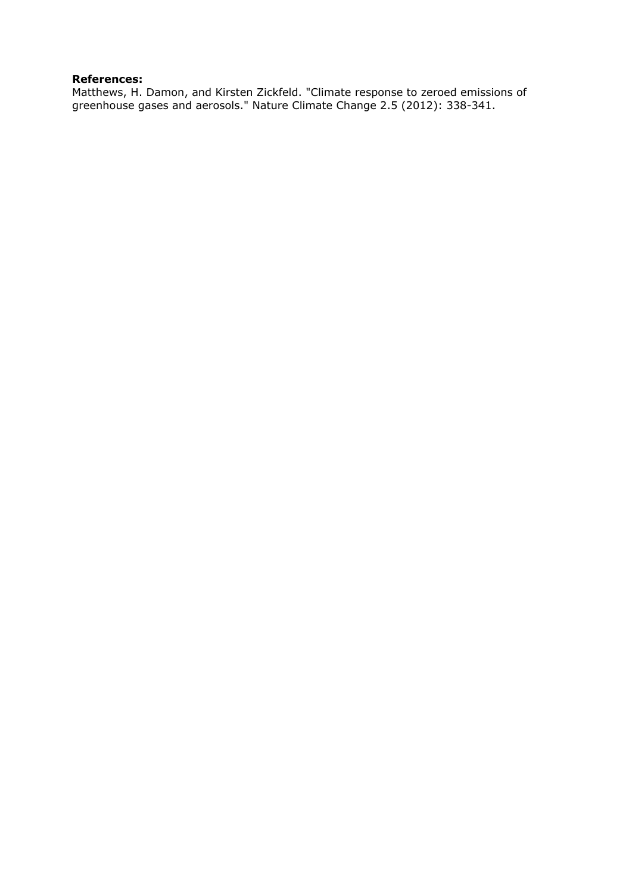**References:**
Matthews, H. Damon, and Kirsten Zickfeld. "Climate response to zeroed emissions of greenhouse gases and aerosols." Nature Climate Change 2.5 (2012): 338-341.